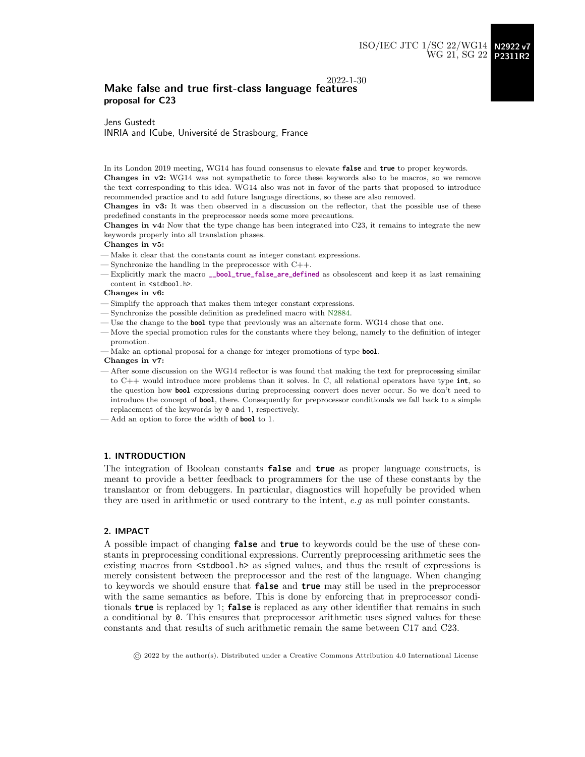ISO/IEC JTC 1/SC 22/WG14 **N2922 v7**
WG 21, SG 22 **P2311R2**

2022-1-30

# Make false and true first-class language features
**proposal for C23**

Jens Gustedt
INRIA and ICube, Université de Strasbourg, France

In its London 2019 meeting, WG14 has found consensus to elevate **false** and **true** to proper keywords.
**Changes in v2:** WG14 was not sympathetic to force these keywords also to be macros, so we remove the text corresponding to this idea. WG14 also was not in favor of the parts that proposed to introduce recommended practice and to add future language directions, so these are also removed.
**Changes in v3:** It was then observed in a discussion on the reflector, that the possible use of these predefined constants in the preprocessor needs some more precautions.
**Changes in v4:** Now that the type change has been integrated into C23, it remains to integrate the new keywords properly into all translation phases.
**Changes in v5:**

— Make it clear that the constants count as integer constant expressions.
— Synchronize the handling in the preprocessor with C++.
— Explicitly mark the macro **__bool_true_false_are_defined** as obsolescent and keep it as last remaining content in `<stdbool.h>`.

**Changes in v6:**

— Simplify the approach that makes them integer constant expressions.
— Synchronize the possible definition as predefined macro with N2884.
— Use the change to the **bool** type that previously was an alternate form. WG14 chose that one.
— Move the special promotion rules for the constants where they belong, namely to the definition of integer promotion.
— Make an optional proposal for a change for integer promotions of type **bool**.

**Changes in v7:**

— After some discussion on the WG14 reflector is was found that making the text for preprocessing similar to C++ would introduce more problems than it solves. In C, all relational operators have type **int**, so the question how **bool** expressions during preprocessing convert does never occur. So we don't need to introduce the concept of **bool**, there. Consequently for preprocessor conditionals we fall back to a simple replacement of the keywords by `0` and `1`, respectively.
— Add an option to force the width of **bool** to 1.

## 1. INTRODUCTION

The integration of Boolean constants **false** and **true** as proper language constructs, is meant to provide a better feedback to programmers for the use of these constants by the translantor or from debuggers. In particular, diagnostics will hopefully be provided when they are used in arithmetic or used contrary to the intent, *e.g* as null pointer constants.

## 2. IMPACT

A possible impact of changing **false** and **true** to keywords could be the use of these constants in preprocessing conditional expressions. Currently preprocessing arithmetic sees the existing macros from `<stdbool.h>` as signed values, and thus the result of expressions is merely consistent between the preprocessor and the rest of the language. When changing to keywords we should ensure that **false** and **true** may still be used in the preprocessor with the same semantics as before. This is done by enforcing that in preprocessor conditionals **true** is replaced by `1`; **false** is replaced as any other identifier that remains in such a conditional by `0`. This ensures that preprocessor arithmetic uses signed values for these constants and that results of such arithmetic remain the same between C17 and C23.

© 2022 by the author(s). Distributed under a Creative Commons Attribution 4.0 International License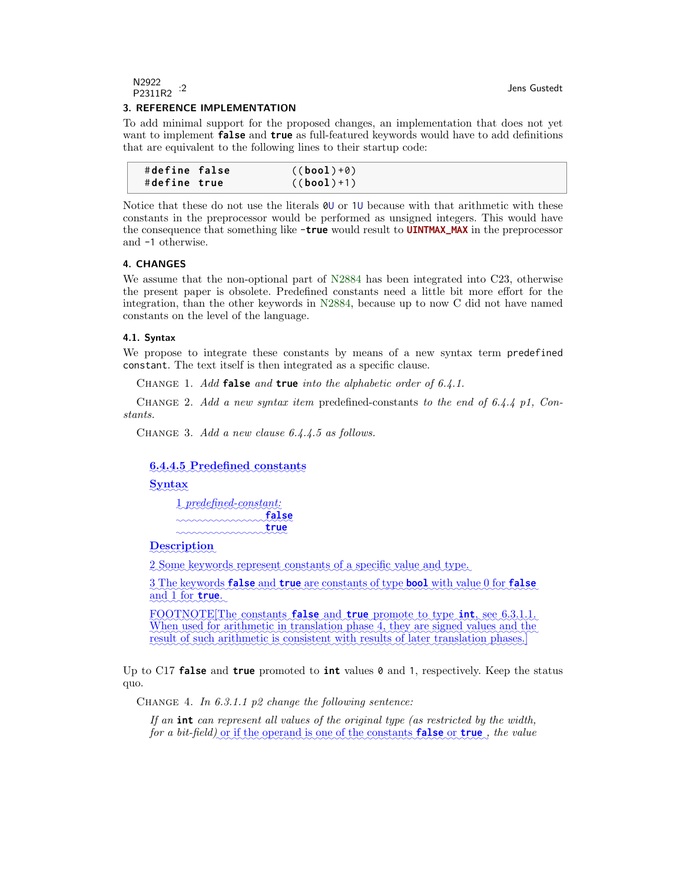## 3. REFERENCE IMPLEMENTATION

To add minimal support for the proposed changes, an implementation that does not yet want to implement **false** and **true** as full-featured keywords would have to add definitions that are equivalent to the following lines to their startup code:

```
#define false          ((bool)+0)
#define true           ((bool)+1)
```

Notice that these do not use the literals `0U` or `1U` because with that arithmetic with these constants in the preprocessor would be performed as unsigned integers. This would have the consequence that something like **-true** would result to **UINTMAX_MAX** in the preprocessor and `-1` otherwise.

## 4. CHANGES

We assume that the non-optional part of N2884 has been integrated into C23, otherwise the present paper is obsolete. Predefined constants need a little bit more effort for the integration, than the other keywords in N2884, because up to now C did not have named constants on the level of the language.

### 4.1. Syntax

We propose to integrate these constants by means of a new syntax term `predefined constant`. The text itself is then integrated as a specific clause.

CHANGE 1. *Add* **false** *and* **true** *into the alphabetic order of 6.4.1.*

CHANGE 2. *Add a new syntax item* predefined-constants *to the end of 6.4.4 p1, Constants.*

CHANGE 3. *Add a new clause 6.4.4.5 as follows.*

> **6.4.4.5 Predefined constants**
>
> **Syntax**
>
> 1 *predefined-constant:*
>   **false**
>   **true**
>
> **Description**
>
> 2 Some keywords represent constants of a specific value and type.
>
> 3 The keywords **false** and **true** are constants of type **bool** with value 0 for **false** and 1 for **true**.
>
> FOOTNOTE[The constants **false** and **true** promote to type **int**, see 6.3.1.1. When used for arithmetic in translation phase 4, they are signed values and the result of such arithmetic is consistent with results of later translation phases.]

Up to C17 **false** and **true** promoted to **int** values `0` and `1`, respectively. Keep the status quo.

CHANGE 4. *In 6.3.1.1 p2 change the following sentence:*

> *If an* **int** *can represent all values of the original type (as restricted by the width, for a bit-field)* or if the operand is one of the constants **false** or **true** *, the value*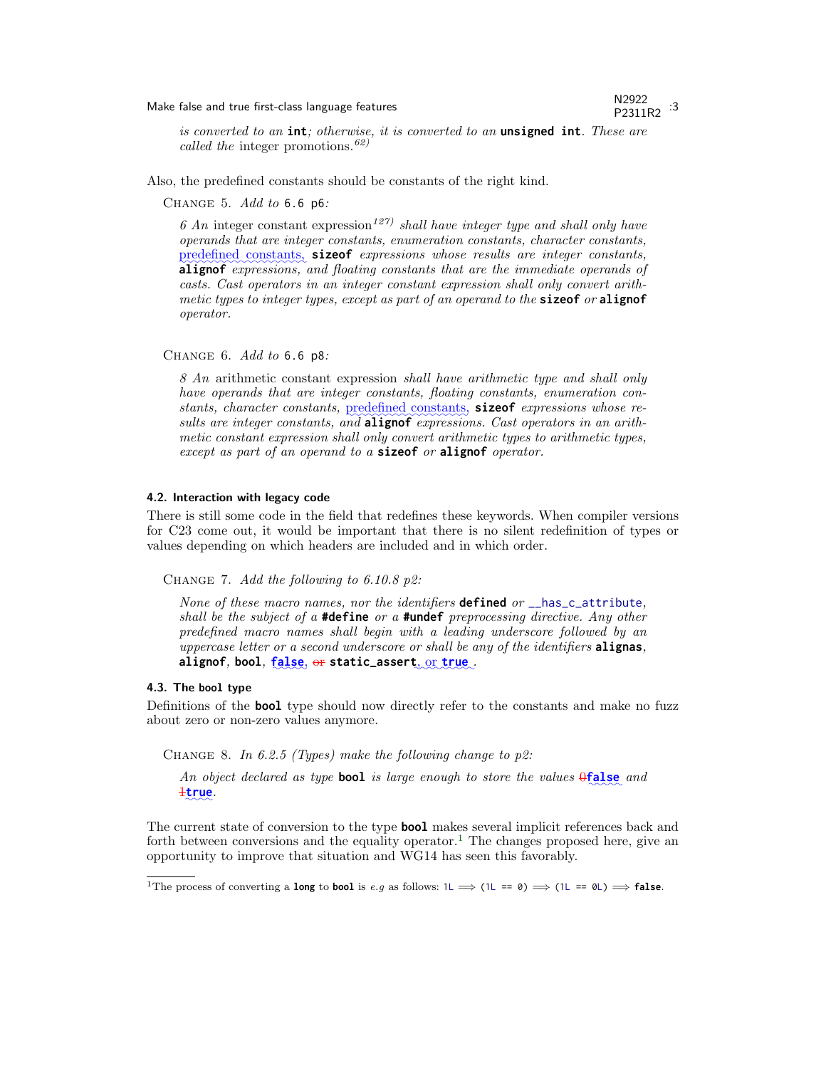*is converted to an* **int***; otherwise, it is converted to an* **unsigned int***. These are called the* integer promotions.*[62)]*

Also, the predefined constants should be constants of the right kind.

Change 5. *Add to* `6.6 p6`*:*

> *6 An* integer constant expression*[127)] shall have integer type and shall only have operands that are integer constants, enumeration constants, character constants,* predefined constants, **sizeof** *expressions whose results are integer constants,* **alignof** *expressions, and floating constants that are the immediate operands of casts. Cast operators in an integer constant expression shall only convert arithmetic types to integer types, except as part of an operand to the* **sizeof** *or* **alignof** *operator.*

Change 6. *Add to* `6.6 p8`*:*

> *8 An* arithmetic constant expression *shall have arithmetic type and shall only have operands that are integer constants, floating constants, enumeration constants, character constants,* predefined constants, **sizeof** *expressions whose results are integer constants, and* **alignof** *expressions. Cast operators in an arithmetic constant expression shall only convert arithmetic types to arithmetic types, except as part of an operand to a* **sizeof** *or* **alignof** *operator.*

### 4.2. Interaction with legacy code

There is still some code in the field that redefines these keywords. When compiler versions for C23 come out, it would be important that there is no silent redefinition of types or values depending on which headers are included and in which order.

Change 7. *Add the following to 6.10.8 p2:*

> *None of these macro names, nor the identifiers* **defined** *or* `__has_c_attribute`*, shall be the subject of a* **#define** *or a* **#undef** *preprocessing directive. Any other predefined macro names shall begin with a leading underscore followed by an uppercase letter or a second underscore or shall be any of the identifiers* **alignas***,* **alignof***,* **bool***,* **false***, ~~or~~* **static_assert***, or* **true** *.*

### 4.3. The bool type

Definitions of the **bool** type should now directly refer to the constants and make no fuzz about zero or non-zero values anymore.

Change 8. *In 6.2.5 (Types) make the following change to p2:*

> *An object declared as type* **bool** *is large enough to store the values ~~0~~***false** *and ~~1~~***true***.*

The current state of conversion to the type **bool** makes several implicit references back and forth between conversions and the equality operator.[1] The changes proposed here, give an opportunity to improve that situation and WG14 has seen this favorably.

[1] The process of converting a **long** to **bool** is *e.g* as follows: `1L` $\Longrightarrow$ `(1L == 0)` $\Longrightarrow$ `(1L == 0L)` $\Longrightarrow$ **false**.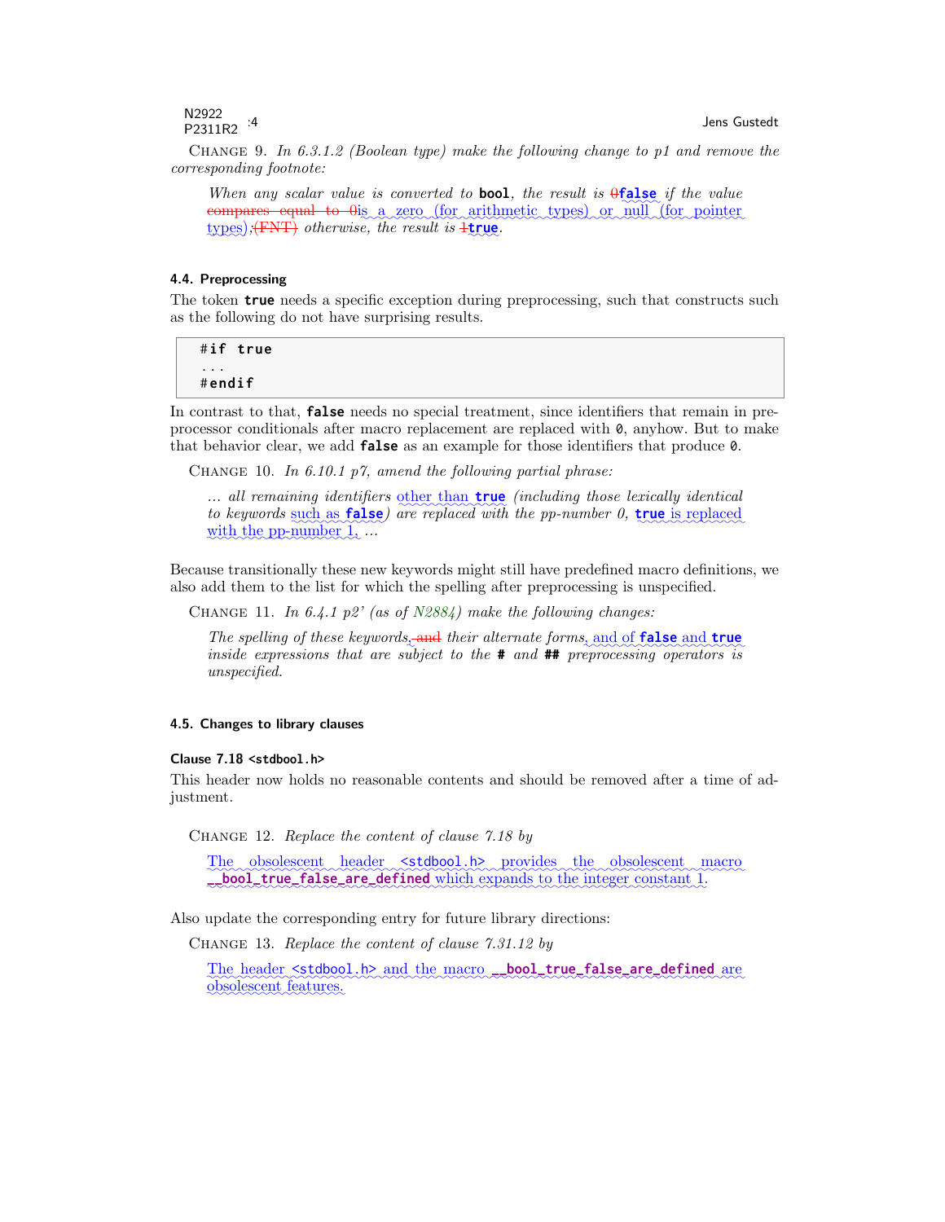CHANGE 9. *In 6.3.1.2 (Boolean type) make the following change to p1 and remove the corresponding footnote:*

> *When any scalar value is converted to* **bool***, the result is* ~~0~~**false** *if the value* ~~compares equal to 0~~is a zero (for arithmetic types) or null (for pointer types)*;*~~(FNT)~~ *otherwise, the result is* ~~1~~**true***.*

### 4.4. Preprocessing

The token **true** needs a specific exception during preprocessing, such that constructs such as the following do not have surprising results.

```
#if true
...
#endif
```

In contrast to that, **false** needs no special treatment, since identifiers that remain in preprocessor conditionals after macro replacement are replaced with `0`, anyhow. But to make that behavior clear, we add **false** as an example for those identifiers that produce `0`.

CHANGE 10. *In 6.10.1 p7, amend the following partial phrase:*

> *... all remaining identifiers* other than **true** *(including those lexically identical to keywords* such as **false***) are replaced with the pp-number 0,* **true** is replaced with the pp-number 1, *...*

Because transitionally these new keywords might still have predefined macro definitions, we also add them to the list for which the spelling after preprocessing is unspecified.

CHANGE 11. *In 6.4.1 p2' (as of N2884) make the following changes:*

> *The spelling of these keywords*~~, and~~ *their alternate forms*, and of **false** and **true** *inside expressions that are subject to the* **#** *and* **##** *preprocessing operators is unspecified.*

### 4.5. Changes to library clauses

#### Clause 7.18 `<stdbool.h>`

This header now holds no reasonable contents and should be removed after a time of adjustment.

CHANGE 12. *Replace the content of clause 7.18 by*

> The obsolescent header `<stdbool.h>` provides the obsolescent macro **__bool_true_false_are_defined** which expands to the integer constant 1.

Also update the corresponding entry for future library directions:

CHANGE 13. *Replace the content of clause 7.31.12 by*

> The header `<stdbool.h>` and the macro **__bool_true_false_are_defined** are obsolescent features.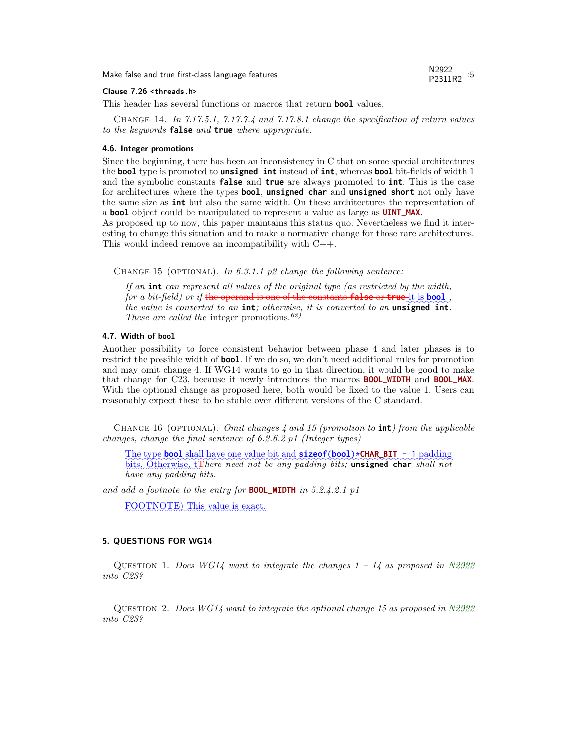**Clause 7.26 `<threads.h>`**

This header has several functions or macros that return **`bool`** values.

Change 14. *In 7.17.5.1, 7.17.7.4 and 7.17.8.1 change the specification of return values to the keywords* **`false`** *and* **`true`** *where appropriate.*

#### 4.6. Integer promotions

Since the beginning, there has been an inconsistency in C that on some special architectures the **`bool`** type is promoted to **`unsigned int`** instead of **`int`**, whereas **`bool`** bit-fields of width 1 and the symbolic constants **`false`** and **`true`** are always promoted to **`int`**. This is the case for architectures where the types **`bool`**, **`unsigned char`** and **`unsigned short`** not only have the same size as **`int`** but also the same width. On these architectures the representation of a **`bool`** object could be manipulated to represent a value as large as **`UINT_MAX`**.
As proposed up to now, this paper maintains this status quo. Nevertheless we find it interesting to change this situation and to make a normative change for those rare architectures. This would indeed remove an incompatibility with C++.

Change 15 (optional). *In 6.3.1.1 p2 change the following sentence:*

> *If an* **`int`** *can represent all values of the original type (as restricted by the width, for a bit-field) or if* ~~the operand is one of the constants **`false`** or **`true`**~~ it is **`bool`** *, the value is converted to an* **`int`**; *otherwise, it is converted to an* **`unsigned int`**. *These are called the* integer promotions.[62)]

#### 4.7. Width of `bool`

Another possibility to force consistent behavior between phase 4 and later phases is to restrict the possible width of **`bool`**. If we do so, we don't need additional rules for promotion and may omit change 4. If WG14 wants to go in that direction, it would be good to make that change for C23, because it newly introduces the macros **`BOOL_WIDTH`** and **`BOOL_MAX`**. With the optional change as proposed here, both would be fixed to the value 1. Users can reasonably expect these to be stable over different versions of the C standard.

Change 16 (optional). *Omit changes 4 and 15 (promotion to* **`int`***) from the applicable changes, change the final sentence of 6.2.6.2 p1 (Integer types)*

> The type **`bool`** shall have one value bit and **`sizeof(bool)*CHAR_BIT - 1`** padding bits. Otherwise, t~~T~~*here need not be any padding bits;* **`unsigned char`** *shall not have any padding bits.*

*and add a footnote to the entry for* **`BOOL_WIDTH`** *in 5.2.4.2.1 p1*

> FOOTNOTE) This value is exact.

### 5. QUESTIONS FOR WG14

Question 1. *Does WG14 want to integrate the changes 1 – 14 as proposed in N2922 into C23?*

Question 2. *Does WG14 want to integrate the optional change 15 as proposed in N2922 into C23?*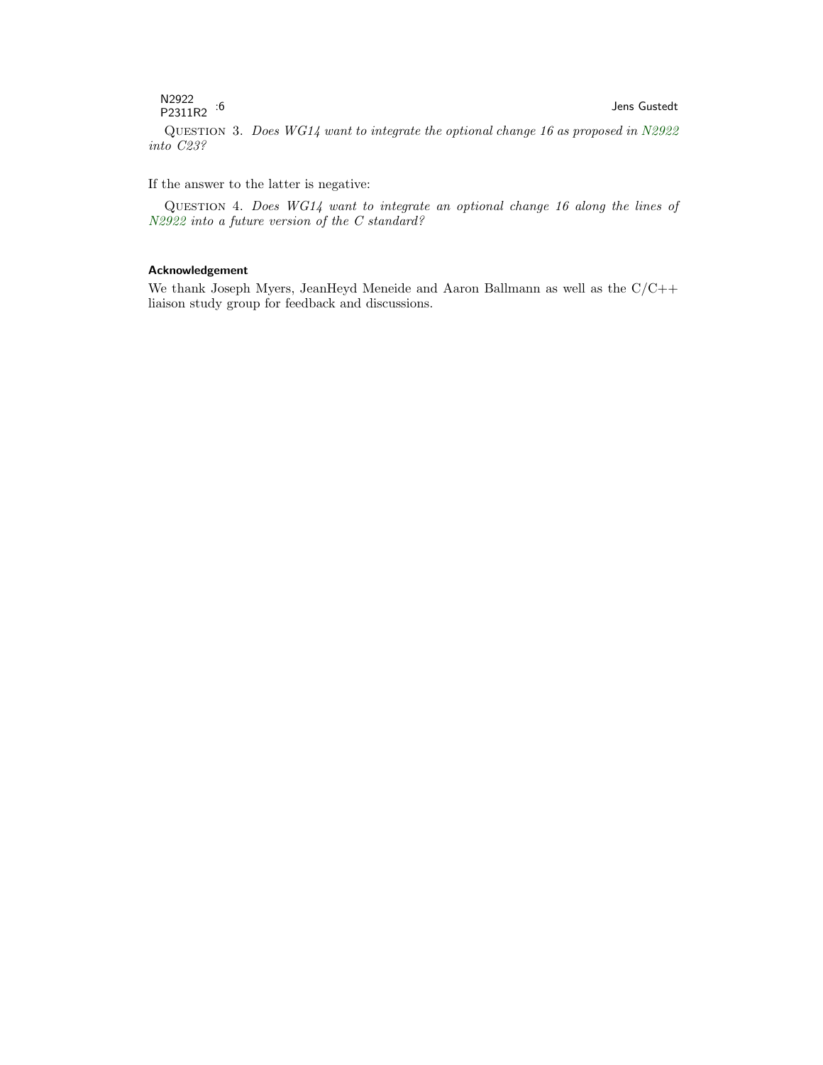Question 3. *Does WG14 want to integrate the optional change 16 as proposed in N2922 into C23?*

If the answer to the latter is negative:

Question 4. *Does WG14 want to integrate an optional change 16 along the lines of N2922 into a future version of the C standard?*

### Acknowledgement

We thank Joseph Myers, JeanHeyd Meneide and Aaron Ballmann as well as the C/C++ liaison study group for feedback and discussions.